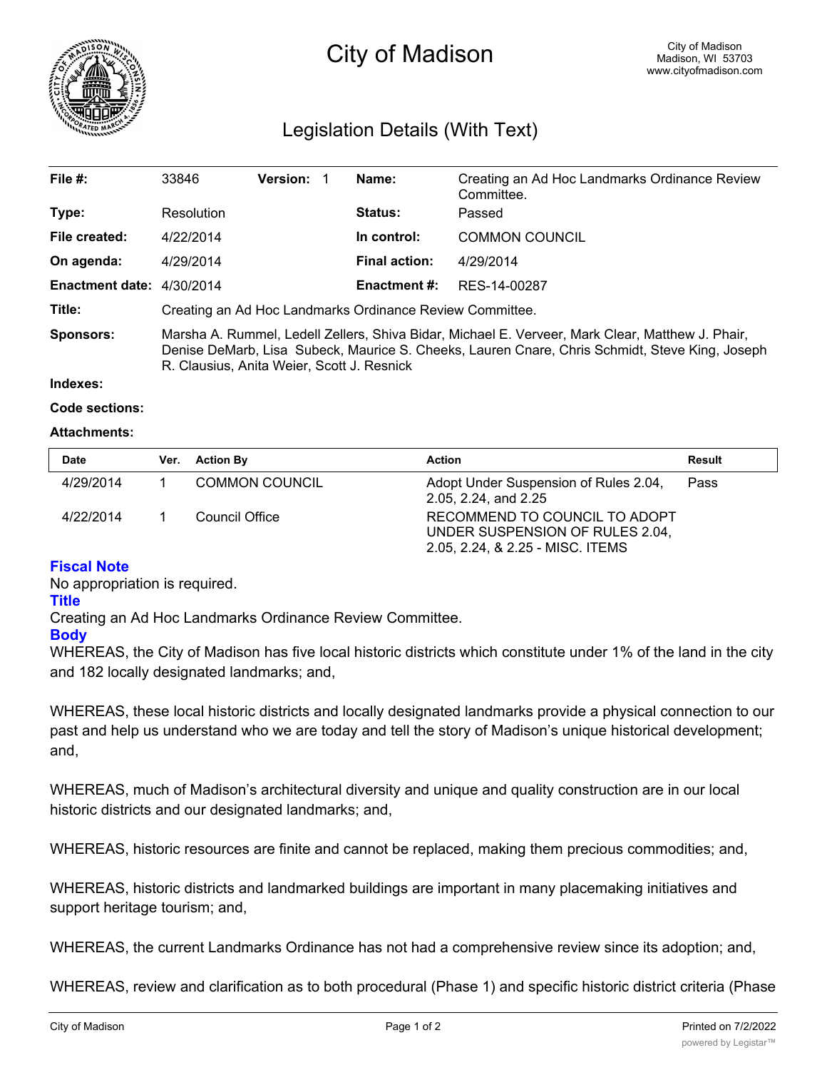# City of Madison

City of Madison
Madison, WI 53703
www.cityofmadison.com

## Legislation Details (With Text)

| | | | |
|---|---|---|---|
| **File #:** | 33846 **Version:** 1 | **Name:** | Creating an Ad Hoc Landmarks Ordinance Review Committee. |
| **Type:** | Resolution | **Status:** | Passed |
| **File created:** | 4/22/2014 | **In control:** | COMMON COUNCIL |
| **On agenda:** | 4/29/2014 | **Final action:** | 4/29/2014 |
| **Enactment date:** | 4/30/2014 | **Enactment #:** | RES-14-00287 |

**Title:** Creating an Ad Hoc Landmarks Ordinance Review Committee.

**Sponsors:** Marsha A. Rummel, Ledell Zellers, Shiva Bidar, Michael E. Verveer, Mark Clear, Matthew J. Phair, Denise DeMarb, Lisa Subeck, Maurice S. Cheeks, Lauren Cnare, Chris Schmidt, Steve King, Joseph R. Clausius, Anita Weier, Scott J. Resnick

**Indexes:**

**Code sections:**

**Attachments:**

| Date | Ver. | Action By | Action | Result |
|---|---|---|---|---|
| 4/29/2014 | 1 | COMMON COUNCIL | Adopt Under Suspension of Rules 2.04, 2.05, 2.24, and 2.25 | Pass |
| 4/22/2014 | 1 | Council Office | RECOMMEND TO COUNCIL TO ADOPT UNDER SUSPENSION OF RULES 2.04, 2.05, 2.24, & 2.25 - MISC. ITEMS | |

### Fiscal Note

No appropriation is required.

### Title

Creating an Ad Hoc Landmarks Ordinance Review Committee.

### Body

WHEREAS, the City of Madison has five local historic districts which constitute under 1% of the land in the city and 182 locally designated landmarks; and,

WHEREAS, these local historic districts and locally designated landmarks provide a physical connection to our past and help us understand who we are today and tell the story of Madison's unique historical development; and,

WHEREAS, much of Madison's architectural diversity and unique and quality construction are in our local historic districts and our designated landmarks; and,

WHEREAS, historic resources are finite and cannot be replaced, making them precious commodities; and,

WHEREAS, historic districts and landmarked buildings are important in many placemaking initiatives and support heritage tourism; and,

WHEREAS, the current Landmarks Ordinance has not had a comprehensive review since its adoption; and,

WHEREAS, review and clarification as to both procedural (Phase 1) and specific historic district criteria (Phase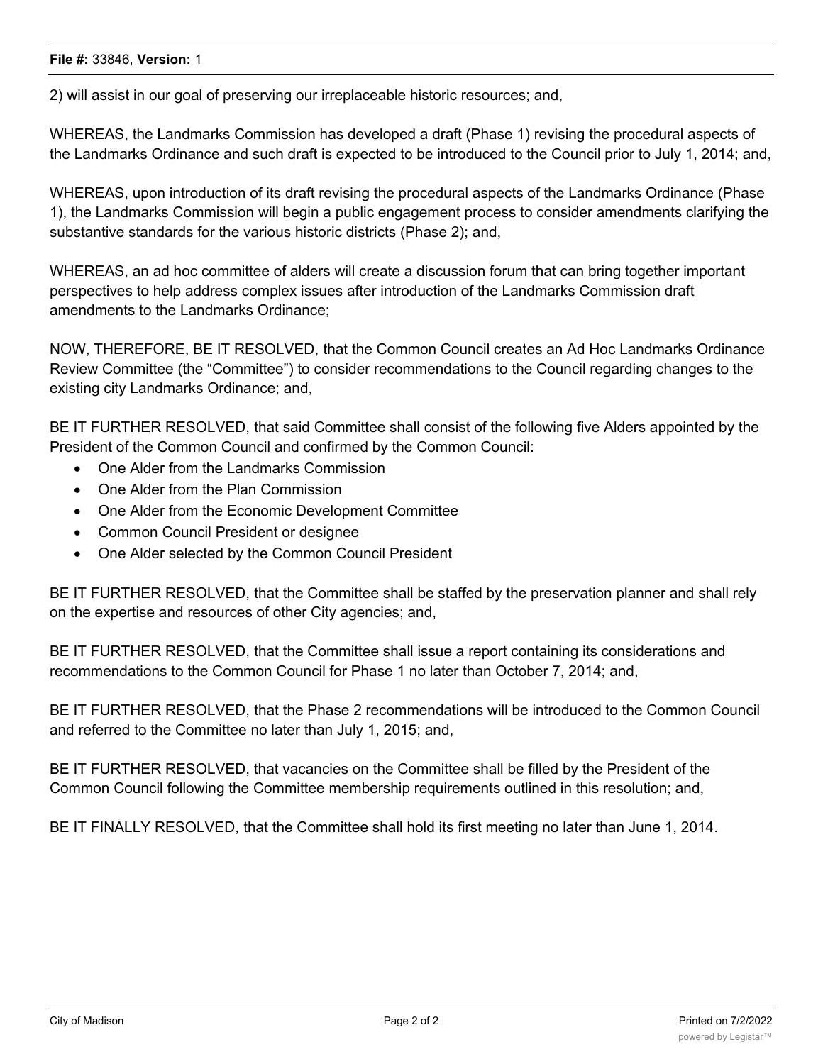2) will assist in our goal of preserving our irreplaceable historic resources; and,

WHEREAS, the Landmarks Commission has developed a draft (Phase 1) revising the procedural aspects of the Landmarks Ordinance and such draft is expected to be introduced to the Council prior to July 1, 2014; and,

WHEREAS, upon introduction of its draft revising the procedural aspects of the Landmarks Ordinance (Phase 1), the Landmarks Commission will begin a public engagement process to consider amendments clarifying the substantive standards for the various historic districts (Phase 2); and,

WHEREAS, an ad hoc committee of alders will create a discussion forum that can bring together important perspectives to help address complex issues after introduction of the Landmarks Commission draft amendments to the Landmarks Ordinance;

NOW, THEREFORE, BE IT RESOLVED, that the Common Council creates an Ad Hoc Landmarks Ordinance Review Committee (the "Committee") to consider recommendations to the Council regarding changes to the existing city Landmarks Ordinance; and,

BE IT FURTHER RESOLVED, that said Committee shall consist of the following five Alders appointed by the President of the Common Council and confirmed by the Common Council:

- One Alder from the Landmarks Commission
- One Alder from the Plan Commission
- One Alder from the Economic Development Committee
- Common Council President or designee
- One Alder selected by the Common Council President

BE IT FURTHER RESOLVED, that the Committee shall be staffed by the preservation planner and shall rely on the expertise and resources of other City agencies; and,

BE IT FURTHER RESOLVED, that the Committee shall issue a report containing its considerations and recommendations to the Common Council for Phase 1 no later than October 7, 2014; and,

BE IT FURTHER RESOLVED, that the Phase 2 recommendations will be introduced to the Common Council and referred to the Committee no later than July 1, 2015; and,

BE IT FURTHER RESOLVED, that vacancies on the Committee shall be filled by the President of the Common Council following the Committee membership requirements outlined in this resolution; and,

BE IT FINALLY RESOLVED, that the Committee shall hold its first meeting no later than June 1, 2014.